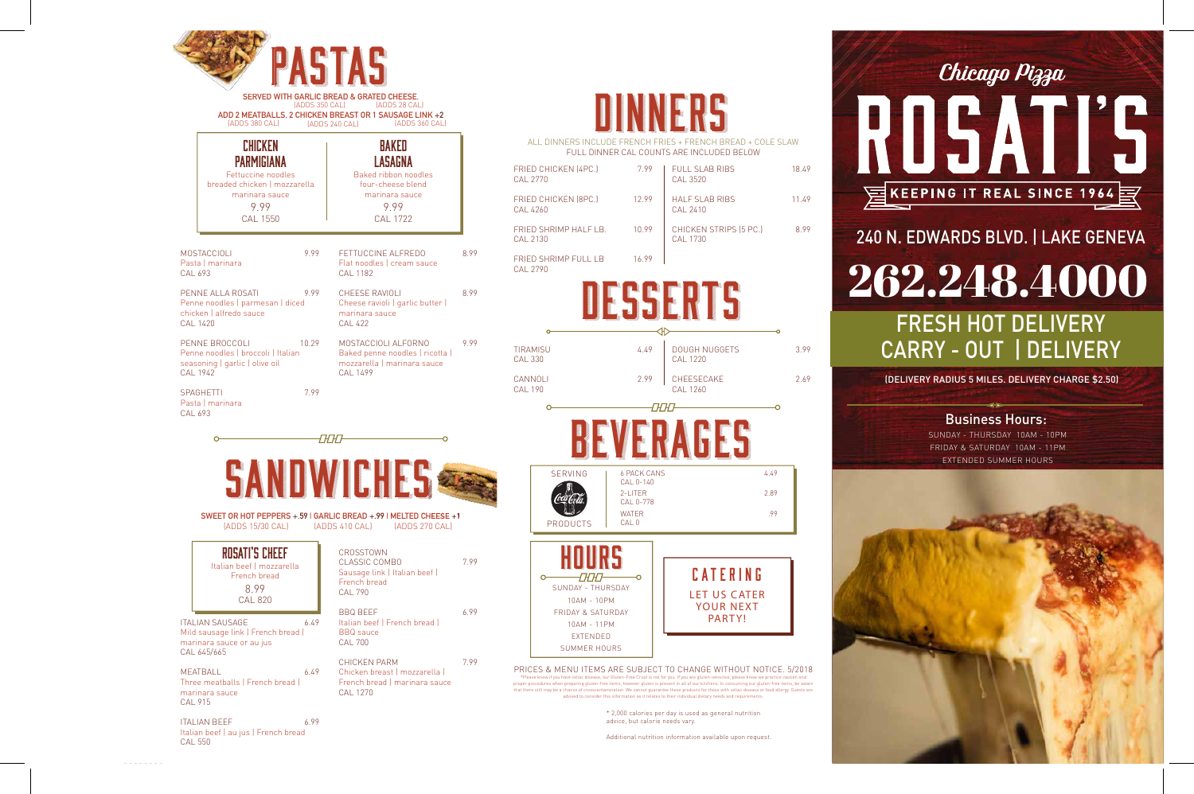# PASTAS

**SERVED WITH GARLIC BREAD & GRATED CHEESE.** (ADDS 350 CAL) (ADDS 28 CAL)
**ADD 2 MEATBALLS, 2 CHICKEN BREAST OR 1 SAUSAGE LINK +2**
(ADDS 380 CAL) (ADDS 240 CAL) (ADDS 360 CAL)

### CHICKEN PARMIGIANA
Fettuccine noodles
breaded chicken | mozzarella
marinara sauce
9.99
CAL 1550

### BAKED LASAGNA
Baked ribbon noodles
four-cheese blend
marinara sauce
9.99
CAL 1722

MOSTACCIOLI — 9.99
Pasta | marinara
CAL 693

PENNE ALLA ROSATI — 9.99
Penne noodles | parmesan | diced chicken | alfredo sauce
CAL 1420

PENNE BROCCOLI — 10.29
Penne noodles | broccoli | Italian seasoning | garlic | olive oil
CAL 1942

SPAGHETTI — 7.99
Pasta | marinara
CAL 693

FETTUCCINE ALFREDO — 8.99
Flat noodles | cream sauce
CAL 1182

CHEESE RAVIOLI — 8.99
Cheese ravioli | garlic butter | marinara sauce
CAL 422

MOSTACCIOLI ALFORNO — 9.99
Baked penne noodles | ricotta | mozzarella | marinara sauce
CAL 1499

# SANDWICHES

**SWEET OR HOT PEPPERS +.59 | GARLIC BREAD +.99 | MELTED CHEESE +1**
(ADDS 15/30 CAL) (ADDS 410 CAL) (ADDS 270 CAL)

### ROSATI'S CHEEF
Italian beef | mozzarella
French bread
8.99
CAL 820

ITALIAN SAUSAGE — 6.49
Mild sausage link | French bread | marinara sauce or au jus
CAL 645/665

MEATBALL — 6.49
Three meatballs | French bread | marinara sauce
CAL 915

ITALIAN BEEF — 6.99
Italian beef | au jus | French bread
CAL 550

CROSSTOWN CLASSIC COMBO — 7.99
Sausage link | Italian beef | French bread
CAL 790

BBQ BEEF — 6.99
Italian beef | French bread | BBQ sauce
CAL 700

CHICKEN PARM — 7.99
Chicken breast | mozzarella | French bread | marinara sauce
CAL 1270

# DINNERS

ALL DINNERS INCLUDE FRENCH FRIES + FRENCH BREAD + COLE SLAW
FULL DINNER CAL COUNTS ARE INCLUDED BELOW

| Item | Price |
|---|---|
| FRIED CHICKEN (4PC.) CAL 2770 | 7.99 |
| FRIED CHICKEN (8PC.) CAL 4260 | 12.99 |
| FRIED SHRIMP HALF LB. CAL 2130 | 10.99 |
| FRIED SHRIMP FULL LB CAL 2790 | 16.99 |
| FULL SLAB RIBS CAL 3520 | 18.49 |
| HALF SLAB RIBS CAL 2410 | 11.49 |
| CHICKEN STRIPS (5 PC.) CAL 1730 | 8.99 |

# DESSERTS

| Item | Price |
|---|---|
| TIRAMISU CAL 330 | 4.49 |
| CANNOLI CAL 190 | 2.99 |
| DOUGH NUGGETS CAL 1220 | 3.99 |
| CHEESECAKE CAL 1260 | 2.69 |

# BEVERAGES

SERVING Coca-Cola PRODUCTS

| Item | Price |
|---|---|
| 6 PACK CANS CAL 0-140 | 4.49 |
| 2-LITER CAL 0-778 | 2.89 |
| WATER CAL 0 | .99 |

# HOURS

SUNDAY - THURSDAY
10AM - 10PM
FRIDAY & SATURDAY
10AM - 11PM
EXTENDED SUMMER HOURS

# CATERING

LET US CATER YOUR NEXT PARTY!

PRICES & MENU ITEMS ARE SUBJECT TO CHANGE WITHOUT NOTICE. 5/2018

*Please know if you have celiac disease, our Gluten-Free Crust is not for you. If you are gluten-sensitive, please know we practice caution and proper procedures when preparing gluten-free items, however gluten is present in all of our kitchens. In consuming our gluten-free items, be aware that there still may be a chance of crosscontamination. We cannot guarantee these products for those with celiac disease or food allergy. Guests are advised to consider this information as it relates to their individual dietary needs and requirements.

* 2,000 calories per day is used as general nutrition advice, but calorie needs vary.

Additional nutrition information available upon request.

# Chicago Pizza ROSATI'S

KEEPING IT REAL SINCE 1964

## 240 N. EDWARDS BLVD. | LAKE GENEVA

## 262.248.4000

## FRESH HOT DELIVERY
## CARRY - OUT | DELIVERY

(DELIVERY RADIUS 5 MILES. DELIVERY CHARGE $2.50)

### Business Hours:
SUNDAY - THURSDAY 10AM - 10PM
FRIDAY & SATURDAY 10AM - 11PM
EXTENDED SUMMER HOURS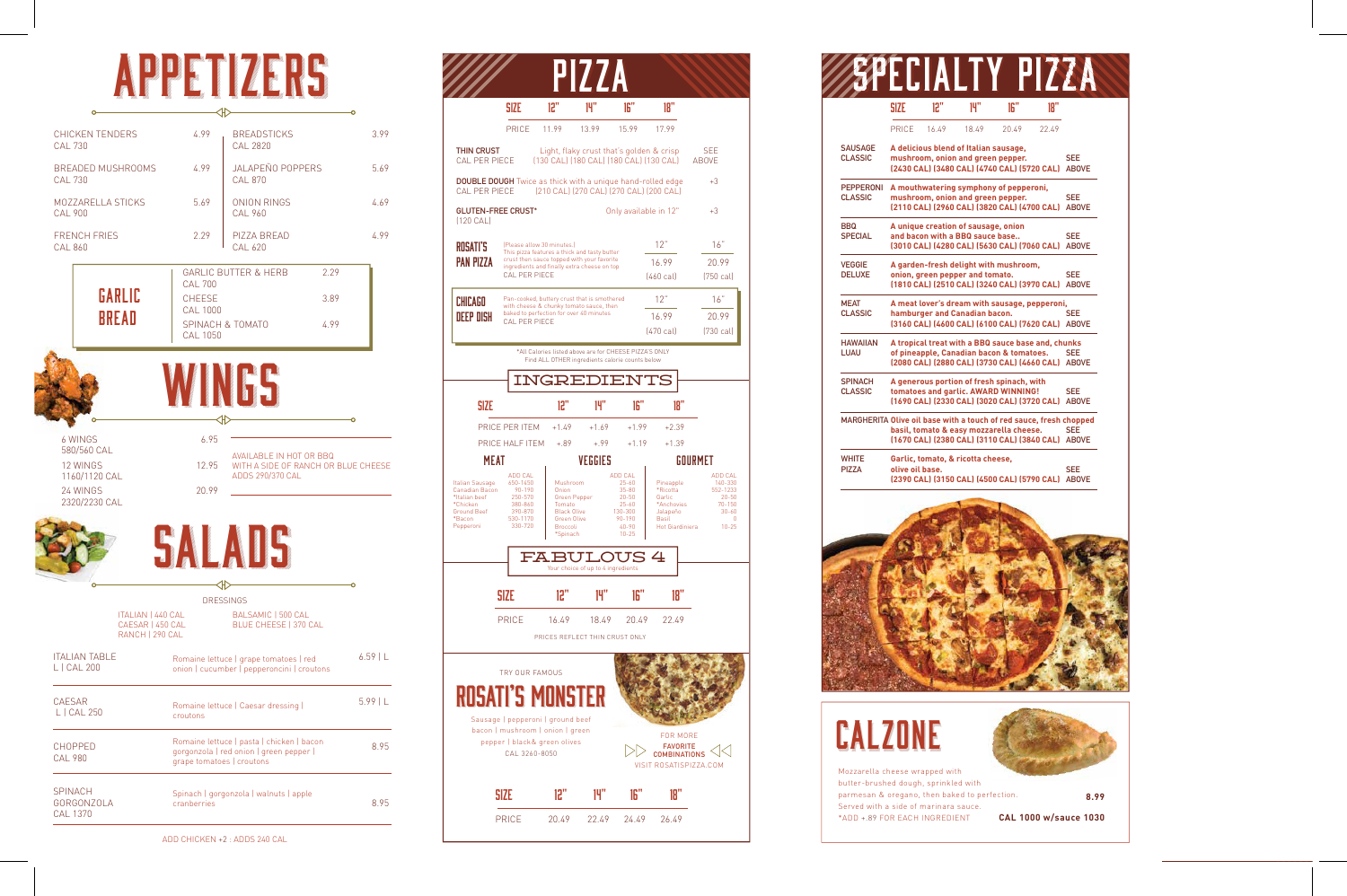# APPETIZERS

| | | | |
|---|---|---|---|
| CHICKEN TENDERS CAL 730 | 4.99 | BREADSTICKS CAL 2820 | 3.99 |
| BREADED MUSHROOMS CAL 730 | 4.99 | JALAPEÑO POPPERS CAL 870 | 5.69 |
| MOZZARELLA STICKS CAL 900 | 5.69 | ONION RINGS CAL 960 | 4.69 |
| FRENCH FRIES CAL 860 | 2.29 | PIZZA BREAD CAL 620 | 4.99 |

## GARLIC BREAD

| | |
|---|---|
| GARLIC BUTTER & HERB CAL 700 | 2.29 |
| CHEESE CAL 1000 | 3.89 |
| SPINACH & TOMATO CAL 1050 | 4.99 |

# WINGS

| | |
|---|---|
| 6 WINGS 580/560 CAL | 6.95 |
| 12 WINGS 1160/1120 CAL | 12.95 |
| 24 WINGS 2320/2230 CAL | 20.99 |

AVAILABLE IN HOT OR BBQ WITH A SIDE OF RANCH OR BLUE CHEESE ADDS 290/370 CAL

# SALADS

DRESSINGS

ITALIAN | 440 CAL
CAESAR | 450 CAL
RANCH | 290 CAL
BALSAMIC | 500 CAL
BLUE CHEESE | 370 CAL

| | | |
|---|---|---|
| ITALIAN TABLE L \| CAL 200 | Romaine lettuce \| grape tomatoes \| red onion \| cucumber \| pepperoncini \| croutons | 6.59 \| L |
| CAESAR L \| CAL 250 | Romaine lettuce \| Caesar dressing \| croutons | 5.99 \| L |
| CHOPPED CAL 980 | Romaine lettuce \| pasta \| chicken \| bacon gorgonzola \| red onion \| green pepper \| grape tomatoes \| croutons | 8.95 |
| SPINACH GORGONZOLA CAL 1370 | Spinach \| gorgonzola \| walnuts \| apple cranberries | 8.95 |

ADD CHICKEN +2 : ADDS 240 CAL

# PIZZA

| SIZE | 12" | 14" | 16" | 18" |
|---|---|---|---|---|
| PRICE | 11.99 | 13.99 | 15.99 | 17.99 |

**THIN CRUST** Light, flaky crust that's golden & crisp — SEE ABOVE
CAL PER PIECE (130 CAL) (180 CAL) (180 CAL) (130 CAL)

**DOUBLE DOUGH** Twice as thick with a unique hand-rolled edge — +3
CAL PER PIECE (210 CAL) (270 CAL) (270 CAL) (200 CAL)

**GLUTEN-FREE CRUST*** (120 CAL) Only available in 12" — +3

**ROSATI'S PAN PIZZA** (Please allow 30 minutes.) This pizza features a thick and tasty butter crust then sauce topped with your favorite ingredients and finally extra cheese on top. CAL PER PIECE

| 12" | 16" |
|---|---|
| 16.99 | 20.99 |
| (460 cal) | (750 cal) |

**CHICAGO DEEP DISH** Pan-cooked, buttery crust that is smothered with cheese & chunky tomato sauce, then baked to perfection for over 40 minutes. CAL PER PIECE

| 12" | 16" |
|---|---|
| 16.99 | 20.99 |
| (470 cal) | (730 cal) |

*All Calories listed above are for CHEESE PIZZA'S ONLY Find ALL OTHER ingredients calorie counts below

## INGREDIENTS

| SIZE | 12" | 14" | 16" | 18" |
|---|---|---|---|---|
| PRICE PER ITEM | +1.49 | +1.69 | +1.99 | +2.39 |
| PRICE HALF ITEM | +.89 | +.99 | +1.19 | +1.39 |

### MEAT

| | ADD CAL |
|---|---|
| Italian Sausage | 450-1450 |
| Canadian Bacon | 90-190 |
| *Italian beef | 250-570 |
| *Chicken | 380-860 |
| Ground Beef | 390-870 |
| *Bacon | 530-1170 |
| Pepperoni | 330-720 |

### VEGGIES

| | ADD CAL |
|---|---|
| Mushroom | 25-60 |
| Onion | 35-80 |
| Green Pepper | 20-50 |
| Tomato | 25-60 |
| Black Olive | 130-300 |
| Green Olive | 90-190 |
| Broccoli | 40-90 |
| *Spinach | 10-25 |

### GOURMET

| | ADD CAL |
|---|---|
| Pineapple | 140-330 |
| *Ricotta | 552-1233 |
| Garlic | 20-50 |
| *Anchovies | 70-150 |
| Jalapeño | 30-60 |
| Basil | 0 |
| Hot Giardiniera | 10-25 |

## FABULOUS 4

Your choice of up to 4 ingredients

| SIZE | 12" | 14" | 16" | 18" |
|---|---|---|---|---|
| PRICE | 16.49 | 18.49 | 20.49 | 22.49 |

PRICES REFLECT THIN CRUST ONLY

TRY OUR FAMOUS

## ROSATI'S MONSTER

Sausage | pepperoni | ground beef bacon | mushroom | onion | green pepper | black& green olives
CAL 3260-8050

FOR MORE FAVORITE COMBINATIONS VISIT ROSATISPIZZA.COM

| SIZE | 12" | 14" | 16" | 18" |
|---|---|---|---|---|
| PRICE | 20.49 | 22.49 | 24.49 | 26.49 |

# SPECIALTY PIZZA

| SIZE | 12" | 14" | 16" | 18" |
|---|---|---|---|---|
| PRICE | 16.49 | 18.49 | 20.49 | 22.49 |

| | | |
|---|---|---|
| SAUSAGE CLASSIC | A delicious blend of Italian sausage, mushroom, onion and green pepper. (2430 CAL) (3480 CAL) (4740 CAL) (5720 CAL) | SEE ABOVE |
| PEPPERONI CLASSIC | A mouthwatering symphony of pepperoni, mushroom, onion and green pepper. (2110 CAL) (2960 CAL) (3820 CAL) (4700 CAL) | SEE ABOVE |
| BBQ SPECIAL | A unique creation of sausage, onion and bacon with a BBQ sauce base.. (3010 CAL) (4280 CAL) (5630 CAL) (7060 CAL) | SEE ABOVE |
| VEGGIE DELUXE | A garden-fresh delight with mushroom, onion, green pepper and tomato. (1810 CAL) (2510 CAL) (3240 CAL) (3970 CAL) | SEE ABOVE |
| MEAT CLASSIC | A meat lover's dream with sausage, pepperoni, hamburger and Canadian bacon. (3160 CAL) (4600 CAL) (6100 CAL) (7620 CAL) | SEE ABOVE |
| HAWAIIAN LUAU | A tropical treat with a BBQ sauce base and, chunks of pineapple, Canadian bacon & tomatoes. (2080 CAL) (2880 CAL) (3730 CAL) (4660 CAL) | SEE ABOVE |
| SPINACH CLASSIC | A generous portion of fresh spinach, with tomatoes and garlic. AWARD WINNING! (1690 CAL) (2330 CAL) (3020 CAL) (3720 CAL) | SEE ABOVE |
| MARGHERITA | Olive oil base with a touch of red sauce, fresh chopped basil, tomato & easy mozzarella cheese. (1670 CAL) (2380 CAL) (3110 CAL) (3840 CAL) | SEE ABOVE |
| WHITE PIZZA | Garlic, tomato, & ricotta cheese, olive oil base. (2390 CAL) (3150 CAL) (4500 CAL) (5790 CAL) | SEE ABOVE |

# CALZONE

Mozzarella cheese wrapped with butter-brushed dough, sprinkled with parmesan & oregano, then baked to perfection. Served with a side of marinara sauce.
*ADD +.89 FOR EACH INGREDIENT

**8.99**

**CAL 1000 w/sauce 1030**